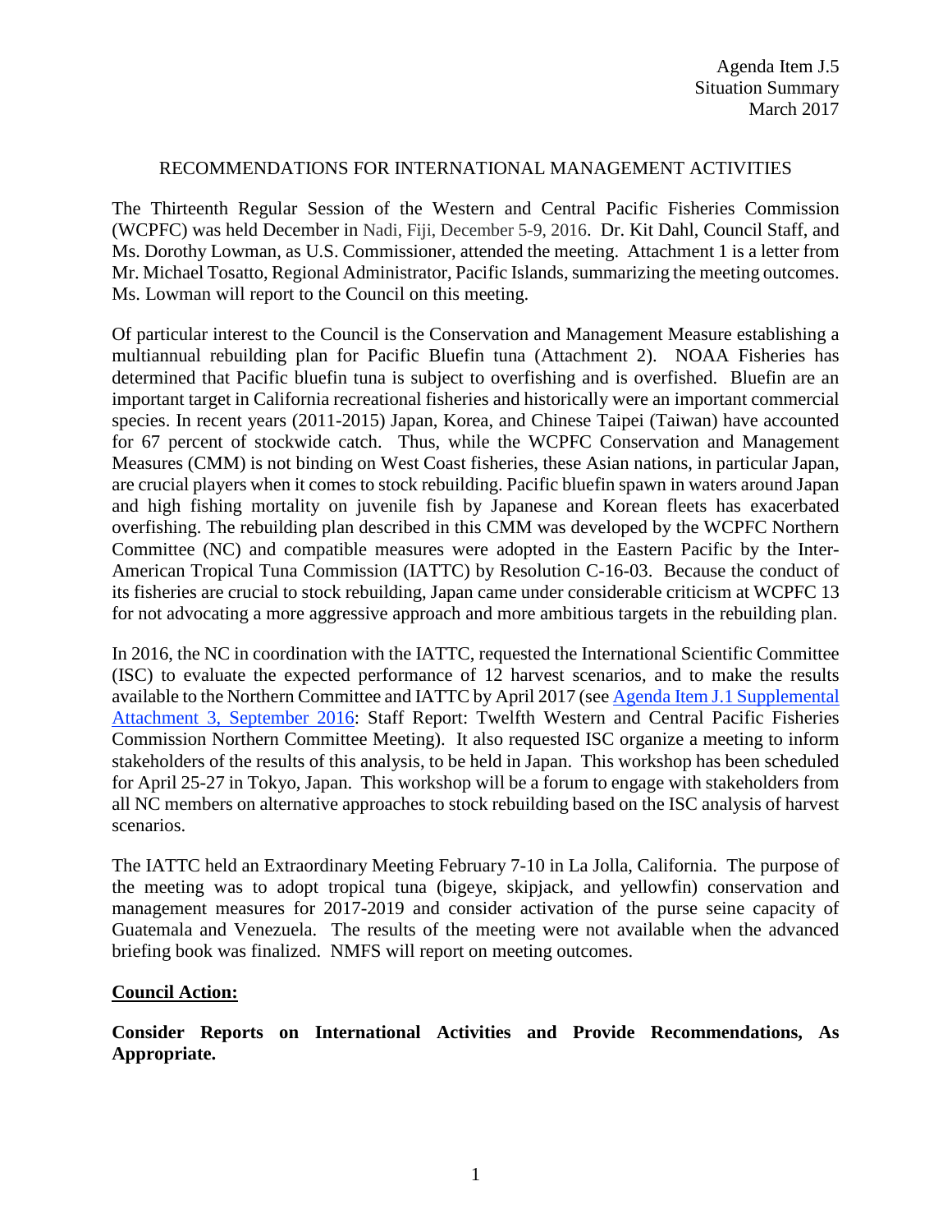Agenda Item J.5
Situation Summary
March 2017

# RECOMMENDATIONS FOR INTERNATIONAL MANAGEMENT ACTIVITIES

The Thirteenth Regular Session of the Western and Central Pacific Fisheries Commission (WCPFC) was held December in Nadi, Fiji, December 5-9, 2016. Dr. Kit Dahl, Council Staff, and Ms. Dorothy Lowman, as U.S. Commissioner, attended the meeting. Attachment 1 is a letter from Mr. Michael Tosatto, Regional Administrator, Pacific Islands, summarizing the meeting outcomes. Ms. Lowman will report to the Council on this meeting.

Of particular interest to the Council is the Conservation and Management Measure establishing a multiannual rebuilding plan for Pacific Bluefin tuna (Attachment 2). NOAA Fisheries has determined that Pacific bluefin tuna is subject to overfishing and is overfished. Bluefin are an important target in California recreational fisheries and historically were an important commercial species. In recent years (2011-2015) Japan, Korea, and Chinese Taipei (Taiwan) have accounted for 67 percent of stockwide catch. Thus, while the WCPFC Conservation and Management Measures (CMM) is not binding on West Coast fisheries, these Asian nations, in particular Japan, are crucial players when it comes to stock rebuilding. Pacific bluefin spawn in waters around Japan and high fishing mortality on juvenile fish by Japanese and Korean fleets has exacerbated overfishing. The rebuilding plan described in this CMM was developed by the WCPFC Northern Committee (NC) and compatible measures were adopted in the Eastern Pacific by the Inter-American Tropical Tuna Commission (IATTC) by Resolution C-16-03. Because the conduct of its fisheries are crucial to stock rebuilding, Japan came under considerable criticism at WCPFC 13 for not advocating a more aggressive approach and more ambitious targets in the rebuilding plan.

In 2016, the NC in coordination with the IATTC, requested the International Scientific Committee (ISC) to evaluate the expected performance of 12 harvest scenarios, and to make the results available to the Northern Committee and IATTC by April 2017 (see Agenda Item J.1 Supplemental Attachment 3, September 2016: Staff Report: Twelfth Western and Central Pacific Fisheries Commission Northern Committee Meeting). It also requested ISC organize a meeting to inform stakeholders of the results of this analysis, to be held in Japan. This workshop has been scheduled for April 25-27 in Tokyo, Japan. This workshop will be a forum to engage with stakeholders from all NC members on alternative approaches to stock rebuilding based on the ISC analysis of harvest scenarios.

The IATTC held an Extraordinary Meeting February 7-10 in La Jolla, California. The purpose of the meeting was to adopt tropical tuna (bigeye, skipjack, and yellowfin) conservation and management measures for 2017-2019 and consider activation of the purse seine capacity of Guatemala and Venezuela. The results of the meeting were not available when the advanced briefing book was finalized. NMFS will report on meeting outcomes.

**Council Action:**

**Consider Reports on International Activities and Provide Recommendations, As Appropriate.**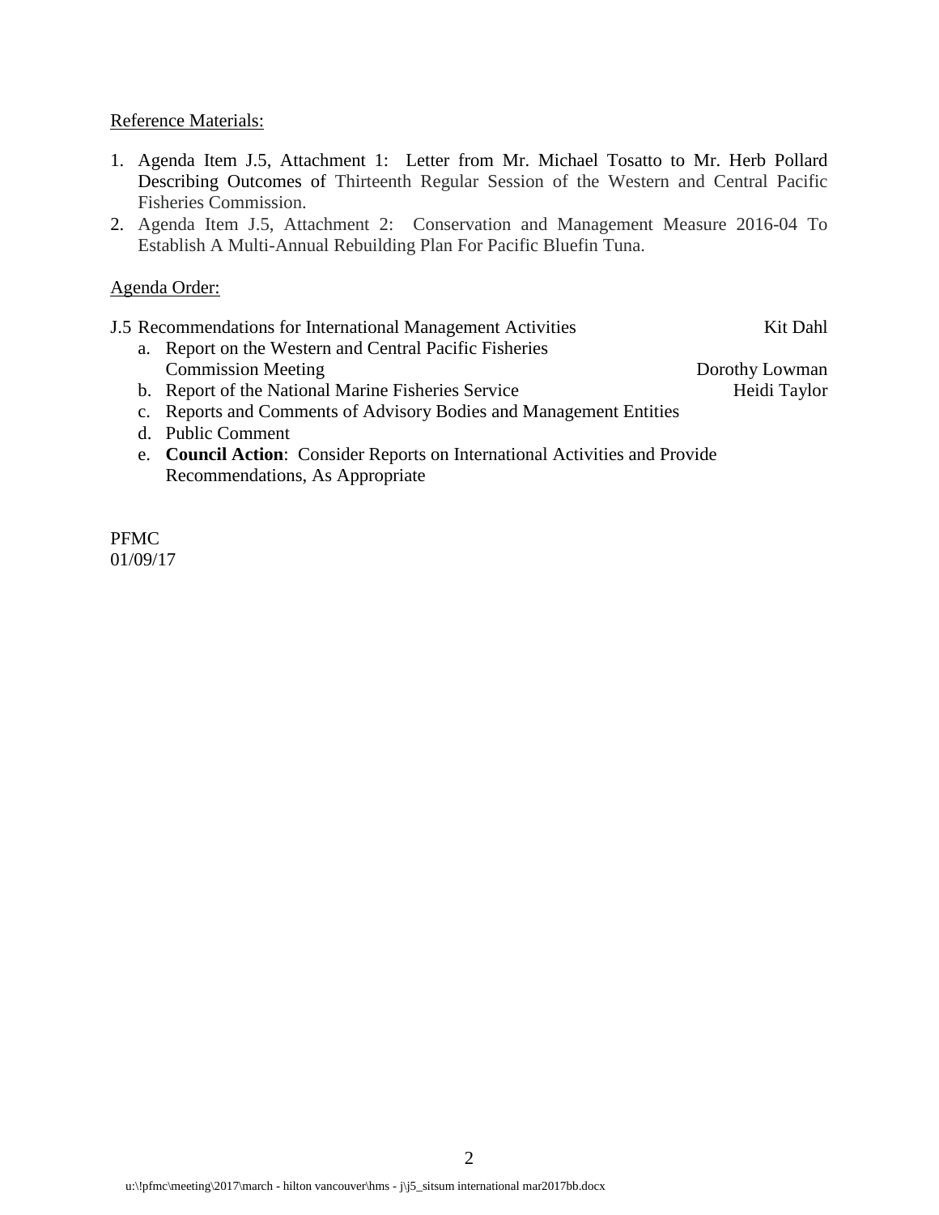Reference Materials:

1. Agenda Item J.5, Attachment 1: Letter from Mr. Michael Tosatto to Mr. Herb Pollard Describing Outcomes of Thirteenth Regular Session of the Western and Central Pacific Fisheries Commission.
2. Agenda Item J.5, Attachment 2: Conservation and Management Measure 2016-04 To Establish A Multi-Annual Rebuilding Plan For Pacific Bluefin Tuna.

Agenda Order:

J.5 Recommendations for International Management Activities — Kit Dahl

   a. Report on the Western and Central Pacific Fisheries Commission Meeting — Dorothy Lowman
   b. Report of the National Marine Fisheries Service — Heidi Taylor
   c. Reports and Comments of Advisory Bodies and Management Entities
   d. Public Comment
   e. **Council Action**: Consider Reports on International Activities and Provide Recommendations, As Appropriate

PFMC
01/09/17

u:\!pfmc\meeting\2017\march - hilton vancouver\hms - j\j5_sitsum international mar2017bb.docx